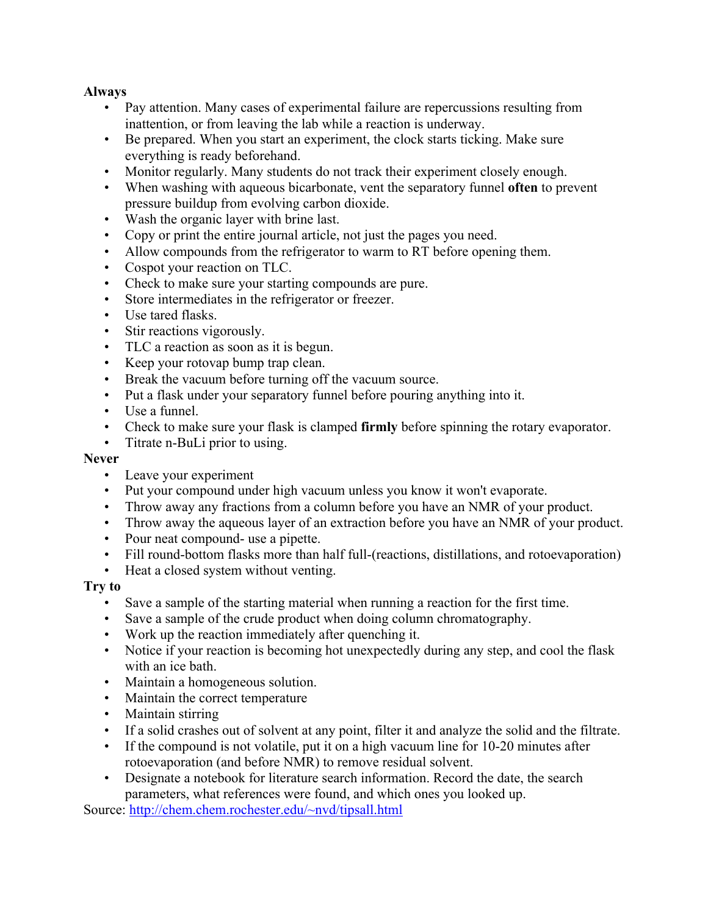**Always**

- Pay attention. Many cases of experimental failure are repercussions resulting from inattention, or from leaving the lab while a reaction is underway.
- Be prepared. When you start an experiment, the clock starts ticking. Make sure everything is ready beforehand.
- Monitor regularly. Many students do not track their experiment closely enough.
- When washing with aqueous bicarbonate, vent the separatory funnel **often** to prevent pressure buildup from evolving carbon dioxide.
- Wash the organic layer with brine last.
- Copy or print the entire journal article, not just the pages you need.
- Allow compounds from the refrigerator to warm to RT before opening them.
- Cospot your reaction on TLC.
- Check to make sure your starting compounds are pure.
- Store intermediates in the refrigerator or freezer.
- Use tared flasks.
- Stir reactions vigorously.
- TLC a reaction as soon as it is begun.
- Keep your rotovap bump trap clean.
- Break the vacuum before turning off the vacuum source.
- Put a flask under your separatory funnel before pouring anything into it.
- Use a funnel.
- Check to make sure your flask is clamped **firmly** before spinning the rotary evaporator.
- Titrate n-BuLi prior to using.

**Never**

- Leave your experiment
- Put your compound under high vacuum unless you know it won't evaporate.
- Throw away any fractions from a column before you have an NMR of your product.
- Throw away the aqueous layer of an extraction before you have an NMR of your product.
- Pour neat compound- use a pipette.
- Fill round-bottom flasks more than half full-(reactions, distillations, and rotoevaporation)
- Heat a closed system without venting.

**Try to**

- Save a sample of the starting material when running a reaction for the first time.
- Save a sample of the crude product when doing column chromatography.
- Work up the reaction immediately after quenching it.
- Notice if your reaction is becoming hot unexpectedly during any step, and cool the flask with an ice bath.
- Maintain a homogeneous solution.
- Maintain the correct temperature
- Maintain stirring
- If a solid crashes out of solvent at any point, filter it and analyze the solid and the filtrate.
- If the compound is not volatile, put it on a high vacuum line for 10-20 minutes after rotoevaporation (and before NMR) to remove residual solvent.
- Designate a notebook for literature search information. Record the date, the search parameters, what references were found, and which ones you looked up.

Source: http://chem.chem.rochester.edu/~nvd/tipsall.html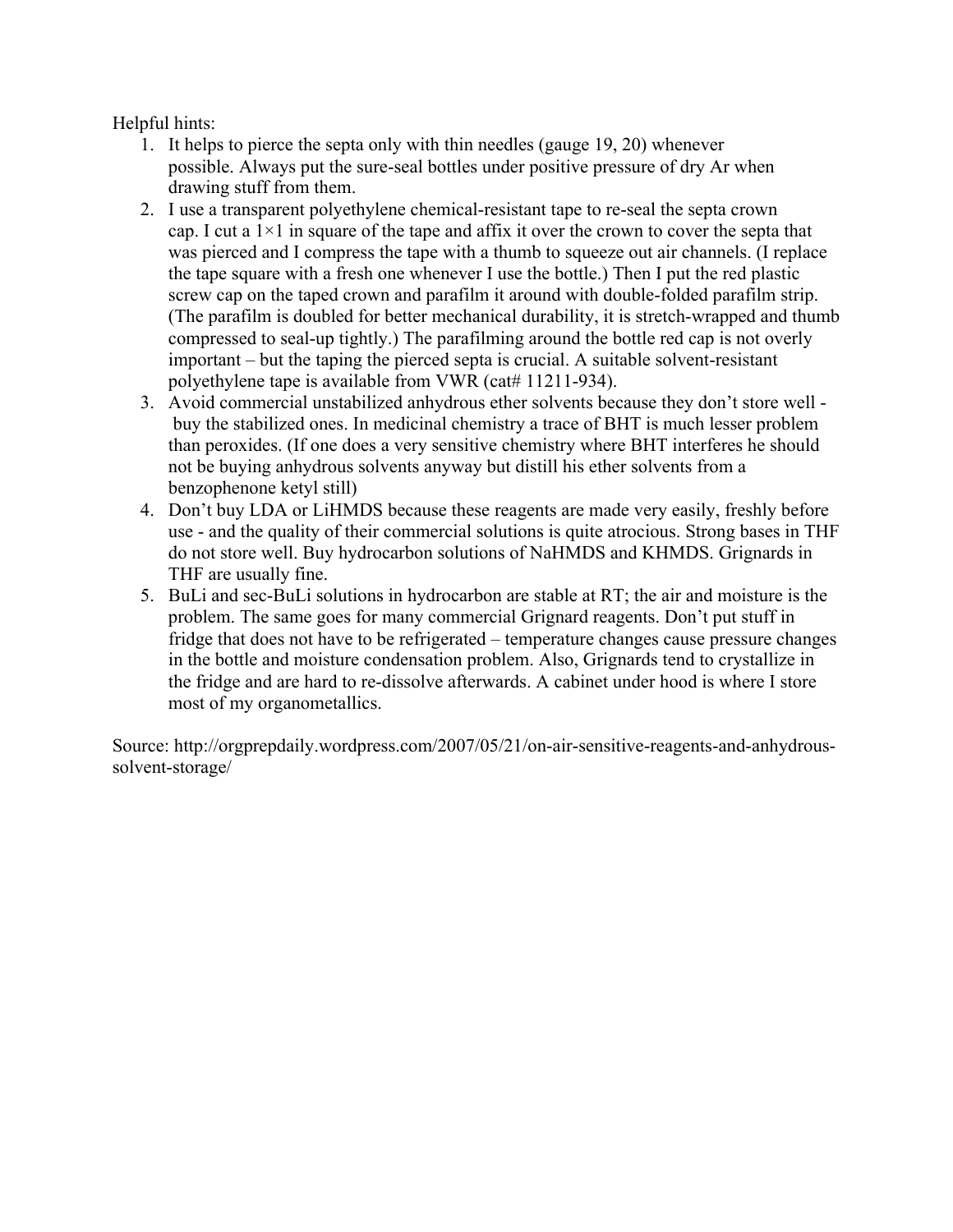Helpful hints:

1. It helps to pierce the septa only with thin needles (gauge 19, 20) whenever possible. Always put the sure-seal bottles under positive pressure of dry Ar when drawing stuff from them.
2. I use a transparent polyethylene chemical-resistant tape to re-seal the septa crown cap. I cut a 1×1 in square of the tape and affix it over the crown to cover the septa that was pierced and I compress the tape with a thumb to squeeze out air channels. (I replace the tape square with a fresh one whenever I use the bottle.) Then I put the red plastic screw cap on the taped crown and parafilm it around with double-folded parafilm strip. (The parafilm is doubled for better mechanical durability, it is stretch-wrapped and thumb compressed to seal-up tightly.) The parafilming around the bottle red cap is not overly important – but the taping the pierced septa is crucial. A suitable solvent-resistant polyethylene tape is available from VWR (cat# 11211-934).
3. Avoid commercial unstabilized anhydrous ether solvents because they don't store well - buy the stabilized ones. In medicinal chemistry a trace of BHT is much lesser problem than peroxides. (If one does a very sensitive chemistry where BHT interferes he should not be buying anhydrous solvents anyway but distill his ether solvents from a benzophenone ketyl still)
4. Don't buy LDA or LiHMDS because these reagents are made very easily, freshly before use - and the quality of their commercial solutions is quite atrocious. Strong bases in THF do not store well. Buy hydrocarbon solutions of NaHMDS and KHMDS. Grignards in THF are usually fine.
5. BuLi and sec-BuLi solutions in hydrocarbon are stable at RT; the air and moisture is the problem. The same goes for many commercial Grignard reagents. Don't put stuff in fridge that does not have to be refrigerated – temperature changes cause pressure changes in the bottle and moisture condensation problem. Also, Grignards tend to crystallize in the fridge and are hard to re-dissolve afterwards. A cabinet under hood is where I store most of my organometallics.

Source: http://orgprepdaily.wordpress.com/2007/05/21/on-air-sensitive-reagents-and-anhydrous-solvent-storage/